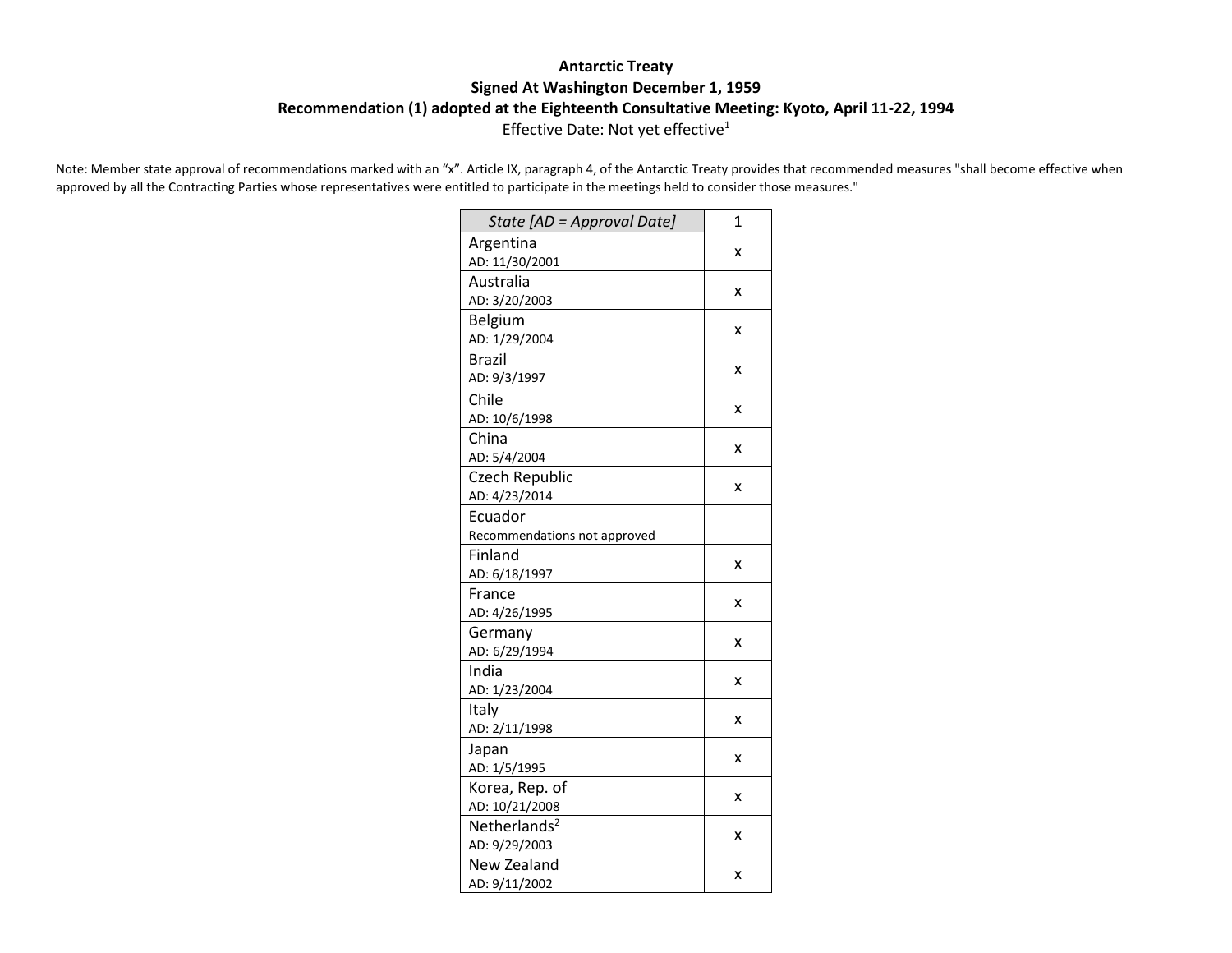**Antarctic Treaty**

**Signed At Washington December 1, 1959**

**Recommendation (1) adopted at the Eighteenth Consultative Meeting: Kyoto, April 11-22, 1994**

Effective Date: Not yet effective[1]

Note: Member state approval of recommendations marked with an "x". Article IX, paragraph 4, of the Antarctic Treaty provides that recommended measures "shall become effective when approved by all the Contracting Parties whose representatives were entitled to participate in the meetings held to consider those measures."

| *State [AD = Approval Date]* | 1 |
|---|---|
| Argentina<br>AD: 11/30/2001 | x |
| Australia<br>AD: 3/20/2003 | x |
| Belgium<br>AD: 1/29/2004 | x |
| Brazil<br>AD: 9/3/1997 | x |
| Chile<br>AD: 10/6/1998 | x |
| China<br>AD: 5/4/2004 | x |
| Czech Republic<br>AD: 4/23/2014 | x |
| Ecuador<br>Recommendations not approved | |
| Finland<br>AD: 6/18/1997 | x |
| France<br>AD: 4/26/1995 | x |
| Germany<br>AD: 6/29/1994 | x |
| India<br>AD: 1/23/2004 | x |
| Italy<br>AD: 2/11/1998 | x |
| Japan<br>AD: 1/5/1995 | x |
| Korea, Rep. of<br>AD: 10/21/2008 | x |
| Netherlands[2]<br>AD: 9/29/2003 | x |
| New Zealand<br>AD: 9/11/2002 | x |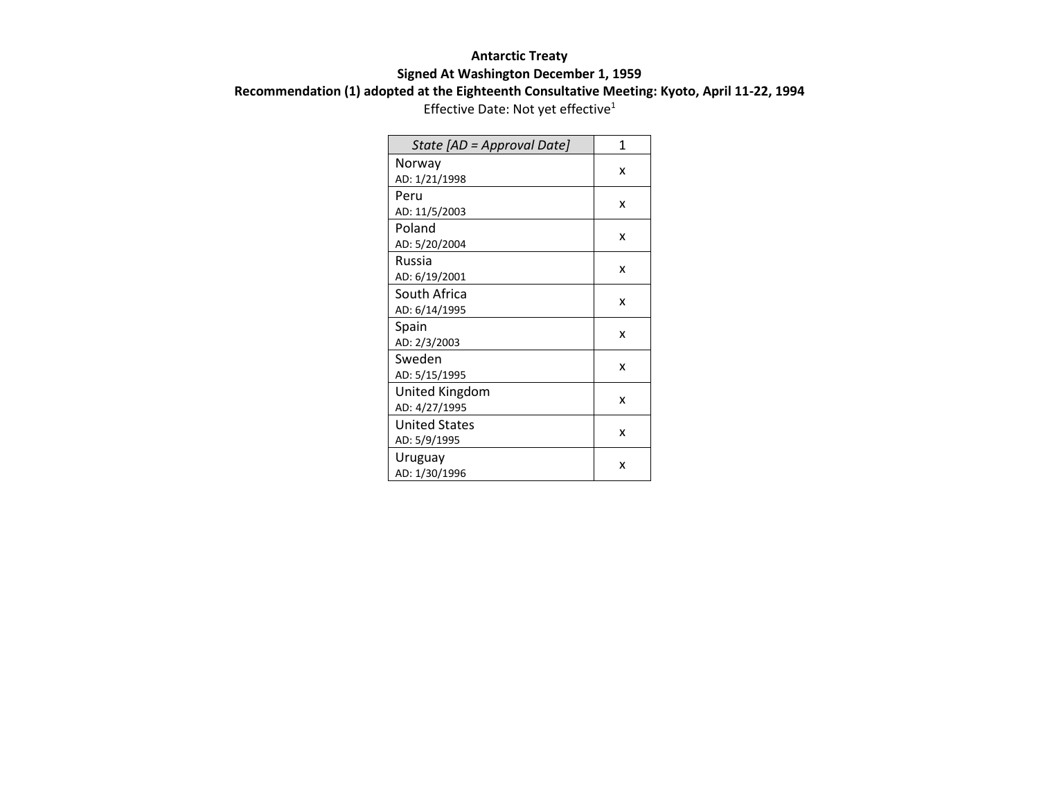**Antarctic Treaty**

**Signed At Washington December 1, 1959**

**Recommendation (1) adopted at the Eighteenth Consultative Meeting: Kyoto, April 11-22, 1994**

Effective Date: Not yet effective[1]

| *State [AD = Approval Date]* | 1 |
|---|---|
| Norway<br>AD: 1/21/1998 | x |
| Peru<br>AD: 11/5/2003 | x |
| Poland<br>AD: 5/20/2004 | x |
| Russia<br>AD: 6/19/2001 | x |
| South Africa<br>AD: 6/14/1995 | x |
| Spain<br>AD: 2/3/2003 | x |
| Sweden<br>AD: 5/15/1995 | x |
| United Kingdom<br>AD: 4/27/1995 | x |
| United States<br>AD: 5/9/1995 | x |
| Uruguay<br>AD: 1/30/1996 | x |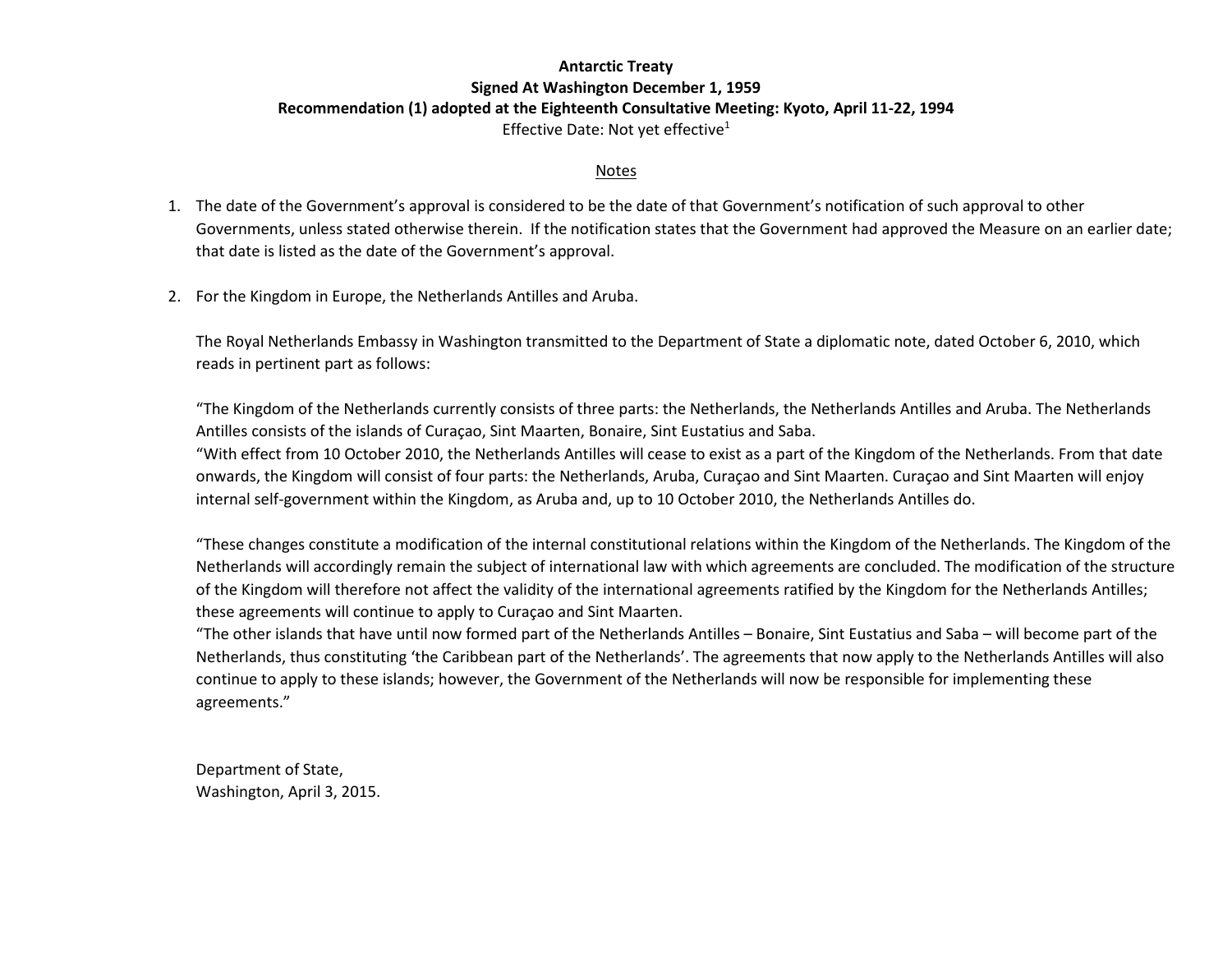**Antarctic Treaty**
**Signed At Washington December 1, 1959**
**Recommendation (1) adopted at the Eighteenth Consultative Meeting: Kyoto, April 11-22, 1994**
Effective Date: Not yet effective[1]

Notes

1. The date of the Government's approval is considered to be the date of that Government's notification of such approval to other Governments, unless stated otherwise therein. If the notification states that the Government had approved the Measure on an earlier date; that date is listed as the date of the Government's approval.

2. For the Kingdom in Europe, the Netherlands Antilles and Aruba.

   The Royal Netherlands Embassy in Washington transmitted to the Department of State a diplomatic note, dated October 6, 2010, which reads in pertinent part as follows:

   "The Kingdom of the Netherlands currently consists of three parts: the Netherlands, the Netherlands Antilles and Aruba. The Netherlands Antilles consists of the islands of Curaçao, Sint Maarten, Bonaire, Sint Eustatius and Saba.
   "With effect from 10 October 2010, the Netherlands Antilles will cease to exist as a part of the Kingdom of the Netherlands. From that date onwards, the Kingdom will consist of four parts: the Netherlands, Aruba, Curaçao and Sint Maarten. Curaçao and Sint Maarten will enjoy internal self-government within the Kingdom, as Aruba and, up to 10 October 2010, the Netherlands Antilles do.

   "These changes constitute a modification of the internal constitutional relations within the Kingdom of the Netherlands. The Kingdom of the Netherlands will accordingly remain the subject of international law with which agreements are concluded. The modification of the structure of the Kingdom will therefore not affect the validity of the international agreements ratified by the Kingdom for the Netherlands Antilles; these agreements will continue to apply to Curaçao and Sint Maarten.
   "The other islands that have until now formed part of the Netherlands Antilles – Bonaire, Sint Eustatius and Saba – will become part of the Netherlands, thus constituting 'the Caribbean part of the Netherlands'. The agreements that now apply to the Netherlands Antilles will also continue to apply to these islands; however, the Government of the Netherlands will now be responsible for implementing these agreements."

   Department of State,
   Washington, April 3, 2015.